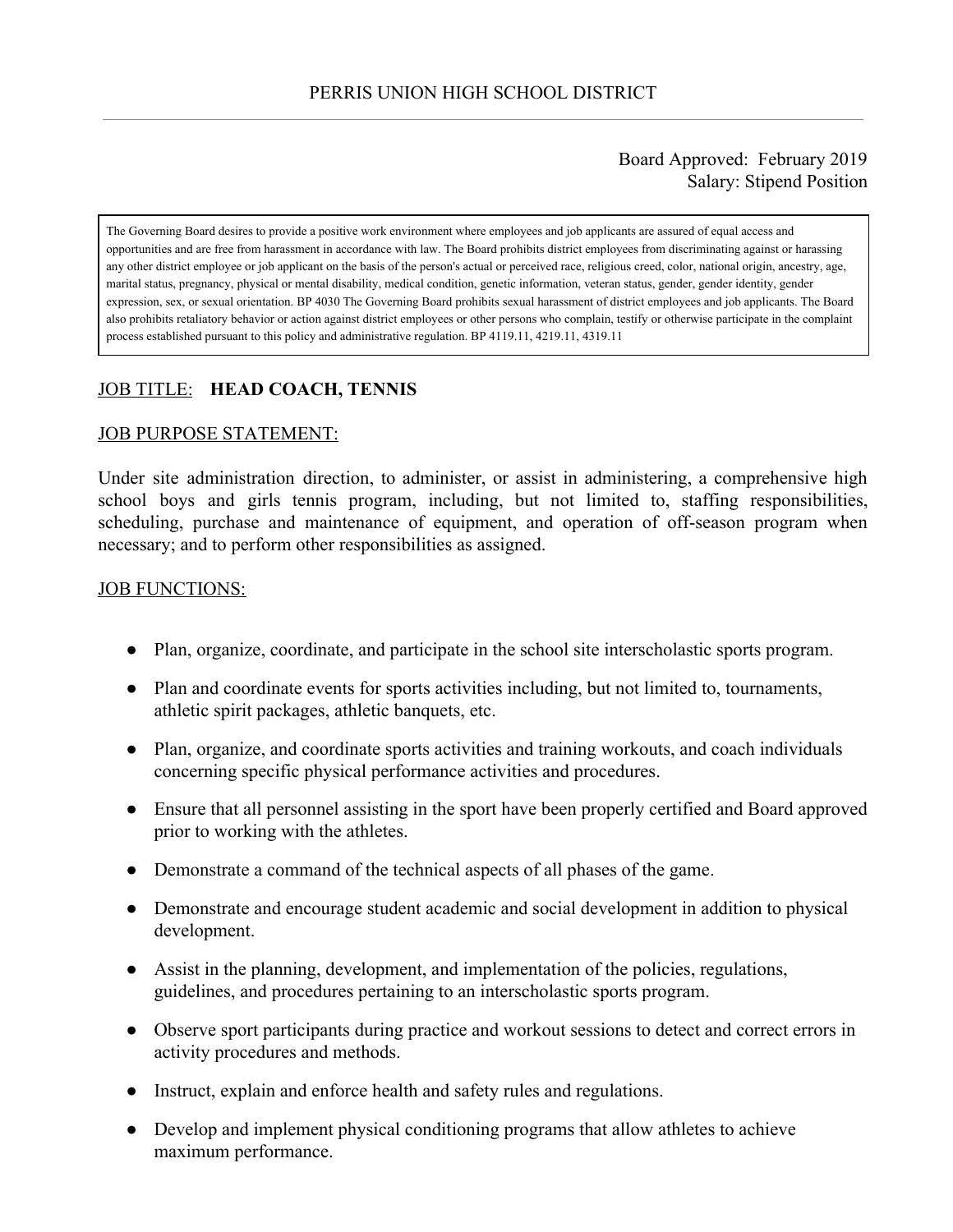PERRIS UNION HIGH SCHOOL DISTRICT

---

Board Approved: February 2019
Salary: Stipend Position

> The Governing Board desires to provide a positive work environment where employees and job applicants are assured of equal access and opportunities and are free from harassment in accordance with law. The Board prohibits district employees from discriminating against or harassing any other district employee or job applicant on the basis of the person's actual or perceived race, religious creed, color, national origin, ancestry, age, marital status, pregnancy, physical or mental disability, medical condition, genetic information, veteran status, gender, gender identity, gender expression, sex, or sexual orientation. BP 4030 The Governing Board prohibits sexual harassment of district employees and job applicants. The Board also prohibits retaliatory behavior or action against district employees or other persons who complain, testify or otherwise participate in the complaint process established pursuant to this policy and administrative regulation. BP 4119.11, 4219.11, 4319.11

JOB TITLE: **HEAD COACH, TENNIS**

JOB PURPOSE STATEMENT:

Under site administration direction, to administer, or assist in administering, a comprehensive high school boys and girls tennis program, including, but not limited to, staffing responsibilities, scheduling, purchase and maintenance of equipment, and operation of off-season program when necessary; and to perform other responsibilities as assigned.

JOB FUNCTIONS:

- Plan, organize, coordinate, and participate in the school site interscholastic sports program.
- Plan and coordinate events for sports activities including, but not limited to, tournaments, athletic spirit packages, athletic banquets, etc.
- Plan, organize, and coordinate sports activities and training workouts, and coach individuals concerning specific physical performance activities and procedures.
- Ensure that all personnel assisting in the sport have been properly certified and Board approved prior to working with the athletes.
- Demonstrate a command of the technical aspects of all phases of the game.
- Demonstrate and encourage student academic and social development in addition to physical development.
- Assist in the planning, development, and implementation of the policies, regulations, guidelines, and procedures pertaining to an interscholastic sports program.
- Observe sport participants during practice and workout sessions to detect and correct errors in activity procedures and methods.
- Instruct, explain and enforce health and safety rules and regulations.
- Develop and implement physical conditioning programs that allow athletes to achieve maximum performance.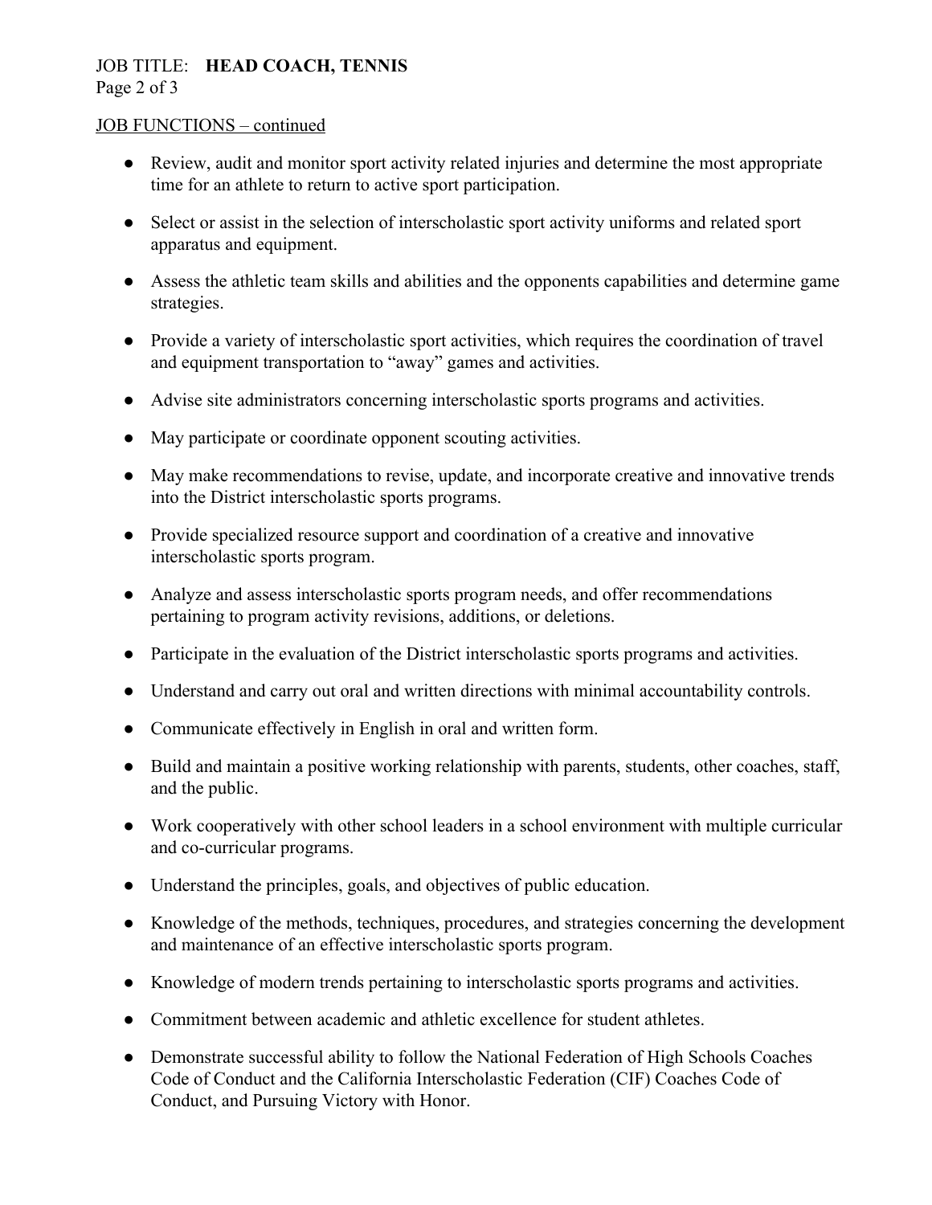JOB FUNCTIONS – continued

- Review, audit and monitor sport activity related injuries and determine the most appropriate time for an athlete to return to active sport participation.
- Select or assist in the selection of interscholastic sport activity uniforms and related sport apparatus and equipment.
- Assess the athletic team skills and abilities and the opponents capabilities and determine game strategies.
- Provide a variety of interscholastic sport activities, which requires the coordination of travel and equipment transportation to "away" games and activities.
- Advise site administrators concerning interscholastic sports programs and activities.
- May participate or coordinate opponent scouting activities.
- May make recommendations to revise, update, and incorporate creative and innovative trends into the District interscholastic sports programs.
- Provide specialized resource support and coordination of a creative and innovative interscholastic sports program.
- Analyze and assess interscholastic sports program needs, and offer recommendations pertaining to program activity revisions, additions, or deletions.
- Participate in the evaluation of the District interscholastic sports programs and activities.
- Understand and carry out oral and written directions with minimal accountability controls.
- Communicate effectively in English in oral and written form.
- Build and maintain a positive working relationship with parents, students, other coaches, staff, and the public.
- Work cooperatively with other school leaders in a school environment with multiple curricular and co-curricular programs.
- Understand the principles, goals, and objectives of public education.
- Knowledge of the methods, techniques, procedures, and strategies concerning the development and maintenance of an effective interscholastic sports program.
- Knowledge of modern trends pertaining to interscholastic sports programs and activities.
- Commitment between academic and athletic excellence for student athletes.
- Demonstrate successful ability to follow the National Federation of High Schools Coaches Code of Conduct and the California Interscholastic Federation (CIF) Coaches Code of Conduct, and Pursuing Victory with Honor.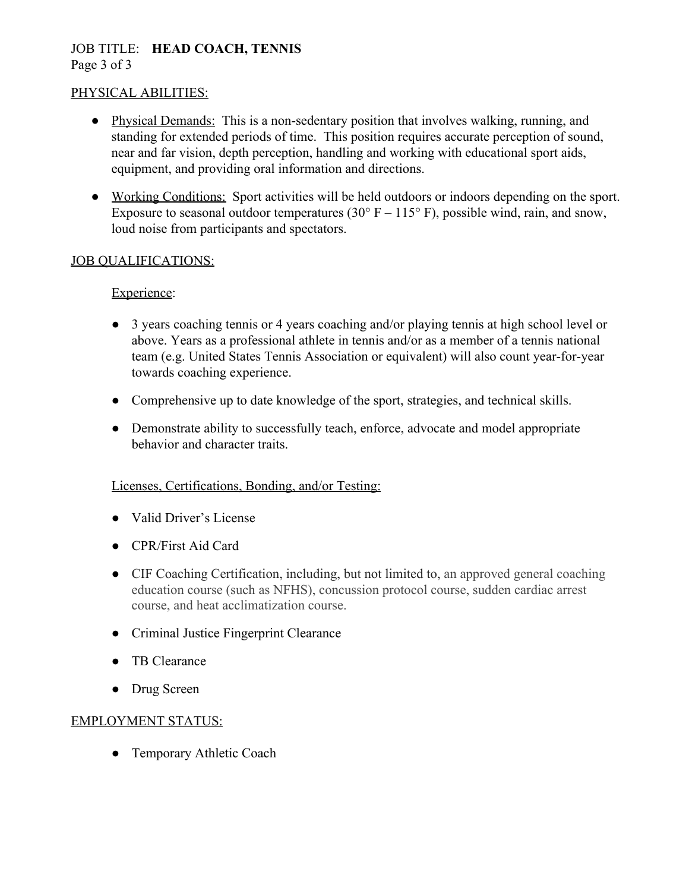## PHYSICAL ABILITIES:

- Physical Demands: This is a non-sedentary position that involves walking, running, and standing for extended periods of time. This position requires accurate perception of sound, near and far vision, depth perception, handling and working with educational sport aids, equipment, and providing oral information and directions.
- Working Conditions: Sport activities will be held outdoors or indoors depending on the sport. Exposure to seasonal outdoor temperatures (30° F – 115° F), possible wind, rain, and snow, loud noise from participants and spectators.

## JOB QUALIFICATIONS:

### Experience:

- 3 years coaching tennis or 4 years coaching and/or playing tennis at high school level or above. Years as a professional athlete in tennis and/or as a member of a tennis national team (e.g. United States Tennis Association or equivalent) will also count year-for-year towards coaching experience.
- Comprehensive up to date knowledge of the sport, strategies, and technical skills.
- Demonstrate ability to successfully teach, enforce, advocate and model appropriate behavior and character traits.

### Licenses, Certifications, Bonding, and/or Testing:

- Valid Driver's License
- CPR/First Aid Card
- CIF Coaching Certification, including, but not limited to, an approved general coaching education course (such as NFHS), concussion protocol course, sudden cardiac arrest course, and heat acclimatization course.
- Criminal Justice Fingerprint Clearance
- TB Clearance
- Drug Screen

## EMPLOYMENT STATUS:

- Temporary Athletic Coach